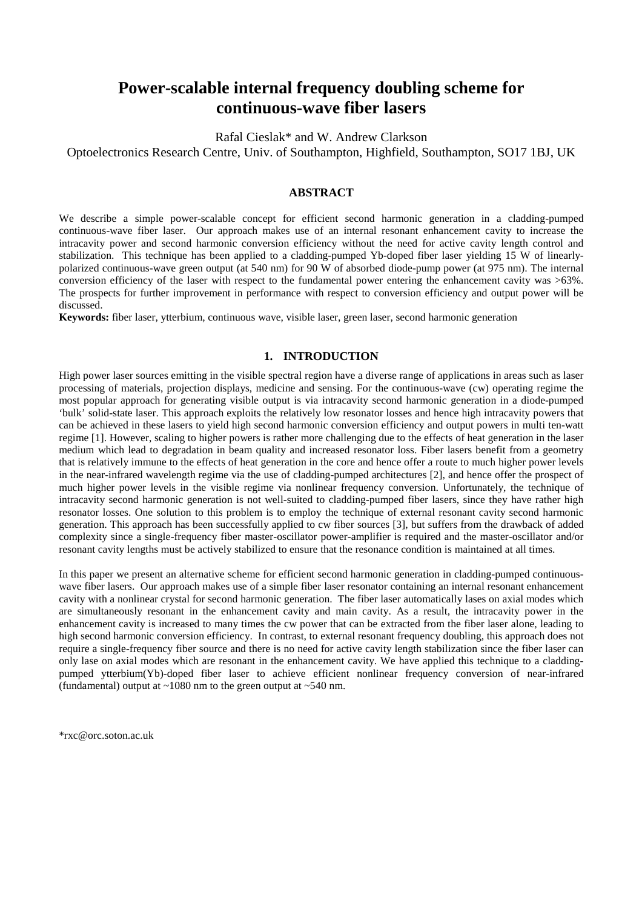# Power-scalable internal frequency doubling scheme for continuous-wave fiber lasers

Rafal Cieslak* and W. Andrew Clarkson

Optoelectronics Research Centre, Univ. of Southampton, Highfield, Southampton, SO17 1BJ, UK

## ABSTRACT

We describe a simple power-scalable concept for efficient second harmonic generation in a cladding-pumped continuous-wave fiber laser. Our approach makes use of an internal resonant enhancement cavity to increase the intracavity power and second harmonic conversion efficiency without the need for active cavity length control and stabilization. This technique has been applied to a cladding-pumped Yb-doped fiber laser yielding 15 W of linearly-polarized continuous-wave green output (at 540 nm) for 90 W of absorbed diode-pump power (at 975 nm). The internal conversion efficiency of the laser with respect to the fundamental power entering the enhancement cavity was >63%. The prospects for further improvement in performance with respect to conversion efficiency and output power will be discussed.

**Keywords:** fiber laser, ytterbium, continuous wave, visible laser, green laser, second harmonic generation

## 1. INTRODUCTION

High power laser sources emitting in the visible spectral region have a diverse range of applications in areas such as laser processing of materials, projection displays, medicine and sensing. For the continuous-wave (cw) operating regime the most popular approach for generating visible output is via intracavity second harmonic generation in a diode-pumped 'bulk' solid-state laser. This approach exploits the relatively low resonator losses and hence high intracavity powers that can be achieved in these lasers to yield high second harmonic conversion efficiency and output powers in multi ten-watt regime [1]. However, scaling to higher powers is rather more challenging due to the effects of heat generation in the laser medium which lead to degradation in beam quality and increased resonator loss. Fiber lasers benefit from a geometry that is relatively immune to the effects of heat generation in the core and hence offer a route to much higher power levels in the near-infrared wavelength regime via the use of cladding-pumped architectures [2], and hence offer the prospect of much higher power levels in the visible regime via nonlinear frequency conversion. Unfortunately, the technique of intracavity second harmonic generation is not well-suited to cladding-pumped fiber lasers, since they have rather high resonator losses. One solution to this problem is to employ the technique of external resonant cavity second harmonic generation. This approach has been successfully applied to cw fiber sources [3], but suffers from the drawback of added complexity since a single-frequency fiber master-oscillator power-amplifier is required and the master-oscillator and/or resonant cavity lengths must be actively stabilized to ensure that the resonance condition is maintained at all times.

In this paper we present an alternative scheme for efficient second harmonic generation in cladding-pumped continuous-wave fiber lasers. Our approach makes use of a simple fiber laser resonator containing an internal resonant enhancement cavity with a nonlinear crystal for second harmonic generation. The fiber laser automatically lases on axial modes which are simultaneously resonant in the enhancement cavity and main cavity. As a result, the intracavity power in the enhancement cavity is increased to many times the cw power that can be extracted from the fiber laser alone, leading to high second harmonic conversion efficiency. In contrast, to external resonant frequency doubling, this approach does not require a single-frequency fiber source and there is no need for active cavity length stabilization since the fiber laser can only lase on axial modes which are resonant in the enhancement cavity. We have applied this technique to a cladding-pumped ytterbium(Yb)-doped fiber laser to achieve efficient nonlinear frequency conversion of near-infrared (fundamental) output at ~1080 nm to the green output at ~540 nm.

*rxc@orc.soton.ac.uk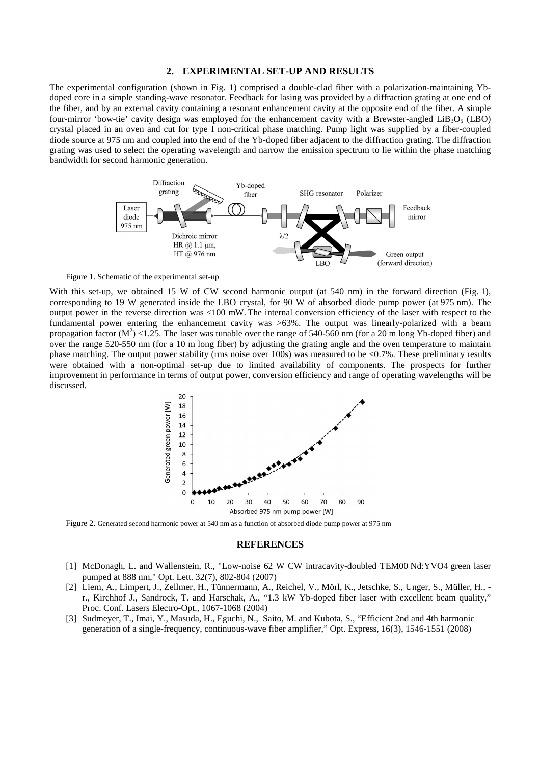## 2. EXPERIMENTAL SET-UP AND RESULTS

The experimental configuration (shown in Fig. 1) comprised a double-clad fiber with a polarization-maintaining Yb-doped core in a simple standing-wave resonator. Feedback for lasing was provided by a diffraction grating at one end of the fiber, and by an external cavity containing a resonant enhancement cavity at the opposite end of the fiber. A simple four-mirror 'bow-tie' cavity design was employed for the enhancement cavity with a Brewster-angled $LiB_3O_5$ (LBO) crystal placed in an oven and cut for type I non-critical phase matching. Pump light was supplied by a fiber-coupled diode source at 975 nm and coupled into the end of the Yb-doped fiber adjacent to the diffraction grating. The diffraction grating was used to select the operating wavelength and narrow the emission spectrum to lie within the phase matching bandwidth for second harmonic generation.

Laser diode 975 nm
Diffraction grating
Dichroic mirror HR @ 1.1 μm, HT @ 976 nm
Yb-doped fiber
λ/2
SHG resonator
LBO
Polarizer
Feedback mirror
Green output (forward direction)

Figure 1. Schematic of the experimental set-up

With this set-up, we obtained 15 W of CW second harmonic output (at 540 nm) in the forward direction (Fig. 1), corresponding to 19 W generated inside the LBO crystal, for 90 W of absorbed diode pump power (at 975 nm). The output power in the reverse direction was <100 mW. The internal conversion efficiency of the laser with respect to the fundamental power entering the enhancement cavity was >63%. The output was linearly-polarized with a beam propagation factor ($M^2$) <1.25. The laser was tunable over the range of 540-560 nm (for a 20 m long Yb-doped fiber) and over the range 520-550 nm (for a 10 m long fiber) by adjusting the grating angle and the oven temperature to maintain phase matching. The output power stability (rms noise over 100s) was measured to be <0.7%. These preliminary results were obtained with a non-optimal set-up due to limited availability of components. The prospects for further improvement in performance in terms of output power, conversion efficiency and range of operating wavelengths will be discussed.

Generated green power [W]
0 2 4 6 8 10 12 14 16 18 20
Absorbed 975 nm pump power [W]
0 10 20 30 40 50 60 70 80 90

Figure 2. Generated second harmonic power at 540 nm as a function of absorbed diode pump power at 975 nm

## REFERENCES

[1] McDonagh, L. and Wallenstein, R., "Low-noise 62 W CW intracavity-doubled TEM00 Nd:YVO4 green laser pumped at 888 nm," Opt. Lett. 32(7), 802-804 (2007)

[2] Liem, A., Limpert, J., Zellmer, H., Tünnermann, A., Reichel, V., Mörl, K., Jetschke, S., Unger, S., Müller, H., -r., Kirchhof J., Sandrock, T. and Harschak, A., "1.3 kW Yb-doped fiber laser with excellent beam quality," Proc. Conf. Lasers Electro-Opt., 1067-1068 (2004)

[3] Sudmeyer, T., Imai, Y., Masuda, H., Eguchi, N., Saito, M. and Kubota, S., "Efficient 2nd and 4th harmonic generation of a single-frequency, continuous-wave fiber amplifier," Opt. Express, 16(3), 1546-1551 (2008)